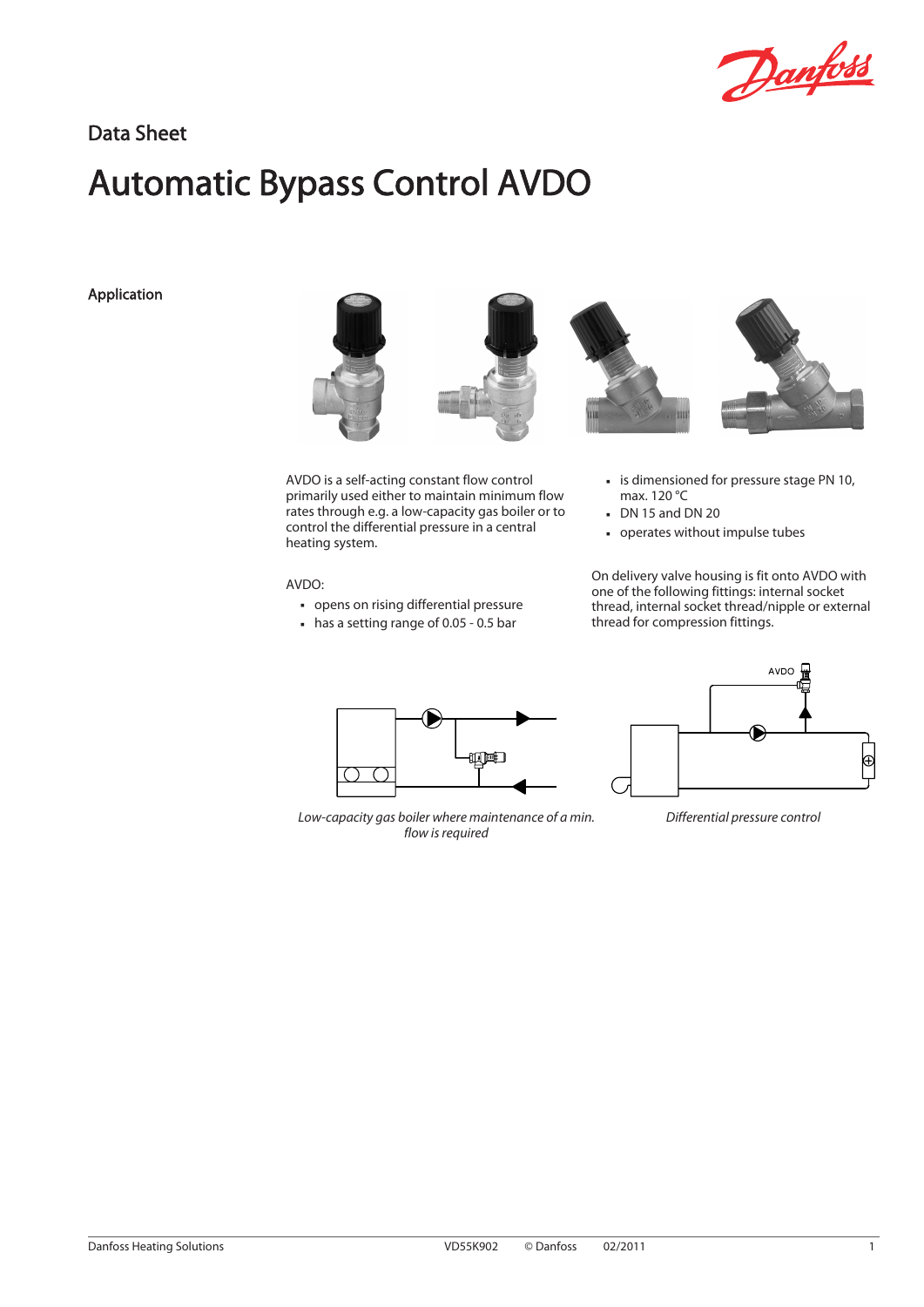Data Sheet

# Automatic Bypass Control AVDO

## Application

AVDO is a self-acting constant flow control primarily used either to maintain minimum flow rates through e.g. a low-capacity gas boiler or to control the differential pressure in a central heating system.

AVDO:

- opens on rising differential pressure
- has a setting range of 0.05 - 0.5 bar
- is dimensioned for pressure stage PN 10, max. 120 °C
- DN 15 and DN 20
- operates without impulse tubes

On delivery valve housing is fit onto AVDO with one of the following fittings: internal socket thread, internal socket thread/nipple or external thread for compression fittings.

*Low-capacity gas boiler where maintenance of a min. flow is required*

*Differential pressure control*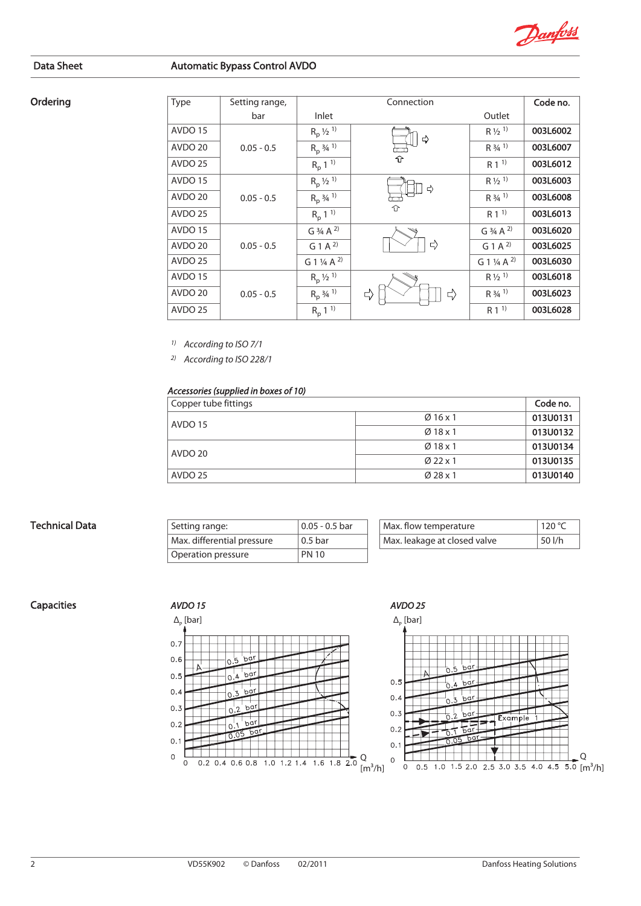## Ordering

| Type | Setting range, bar | Connection Inlet | | Outlet | Code no. |
|---|---|---|---|---|---|
| AVDO 15 | 0.05 - 0.5 | $R_p$ ½ [1] | | R ½ [1] | **003L6002** |
| AVDO 20 | | $R_p$ ¾ [1] | | R ¾ [1] | **003L6007** |
| AVDO 25 | | $R_p$ 1 [1] | | R 1 [1] | **003L6012** |
| AVDO 15 | 0.05 - 0.5 | $R_p$ ½ [1] | | R ½ [1] | **003L6003** |
| AVDO 20 | | $R_p$ ¾ [1] | | R ¾ [1] | **003L6008** |
| AVDO 25 | | $R_p$ 1 [1] | | R 1 [1] | **003L6013** |
| AVDO 15 | 0.05 - 0.5 | G ¾ A [2] | | G ¾ A [2] | **003L6020** |
| AVDO 20 | | G 1 A [2] | | G 1 A [2] | **003L6025** |
| AVDO 25 | | G 1 ¼ A [2] | | G 1 ¼ A [2] | **003L6030** |
| AVDO 15 | 0.05 - 0.5 | $R_p$ ½ [1] | | R ½ [1] | **003L6018** |
| AVDO 20 | | $R_p$ ¾ [1] | | R ¾ [1] | **003L6023** |
| AVDO 25 | | $R_p$ 1 [1] | | R 1 [1] | **003L6028** |

[1] *According to ISO 7/1*

[2] *According to ISO 228/1*

*Accessories (supplied in boxes of 10)*

| Copper tube fittings | | Code no. |
|---|---|---|
| AVDO 15 | Ø 16 x 1 | **013U0131** |
| | Ø 18 x 1 | **013U0132** |
| AVDO 20 | Ø 18 x 1 | **013U0134** |
| | Ø 22 x 1 | **013U0135** |
| AVDO 25 | Ø 28 x 1 | **013U0140** |

## Technical Data

| | |
|---|---|
| Setting range: | 0.05 - 0.5 bar |
| Max. differential pressure | 0.5 bar |
| Operation pressure | PN 10 |

| | |
|---|---|
| Max. flow temperature | 120 °C |
| Max. leakage at closed valve | 50 l/h |

## Capacities

*AVDO 15*

*AVDO 25*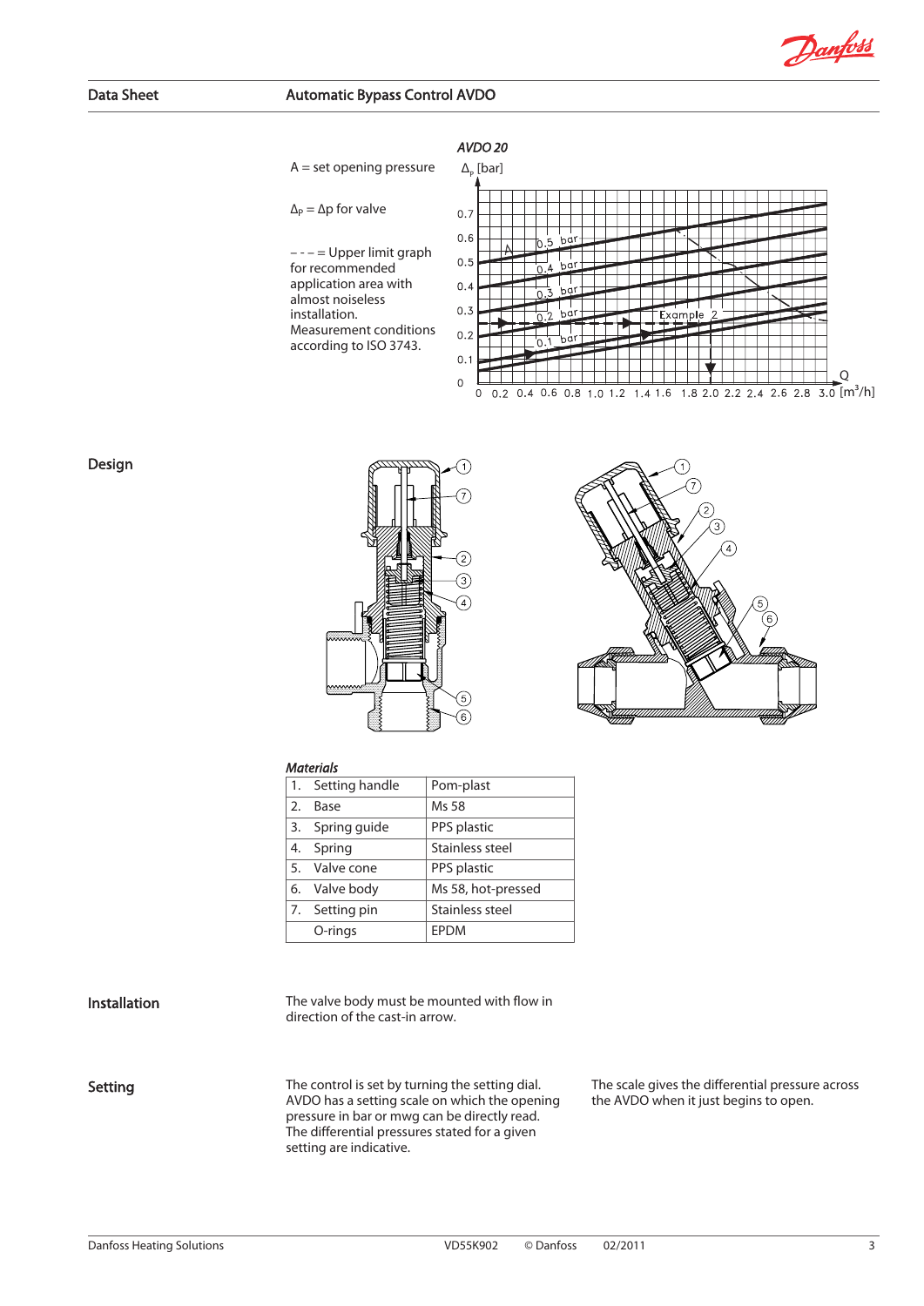A = set opening pressure

Δp = Δp for valve

– – – = Upper limit graph for recommended application area with almost noiseless installation.
Measurement conditions according to ISO 3743.

*AVDO 20*

## Design

*Materials*

| | | |
|---|---|---|
| 1. | Setting handle | Pom-plast |
| 2. | Base | Ms 58 |
| 3. | Spring guide | PPS plastic |
| 4. | Spring | Stainless steel |
| 5. | Valve cone | PPS plastic |
| 6. | Valve body | Ms 58, hot-pressed |
| 7. | Setting pin | Stainless steel |
| | O-rings | EPDM |

## Installation

The valve body must be mounted with flow in direction of the cast-in arrow.

## Setting

The control is set by turning the setting dial. AVDO has a setting scale on which the opening pressure in bar or mwg can be directly read. The differential pressures stated for a given setting are indicative.

The scale gives the differential pressure across the AVDO when it just begins to open.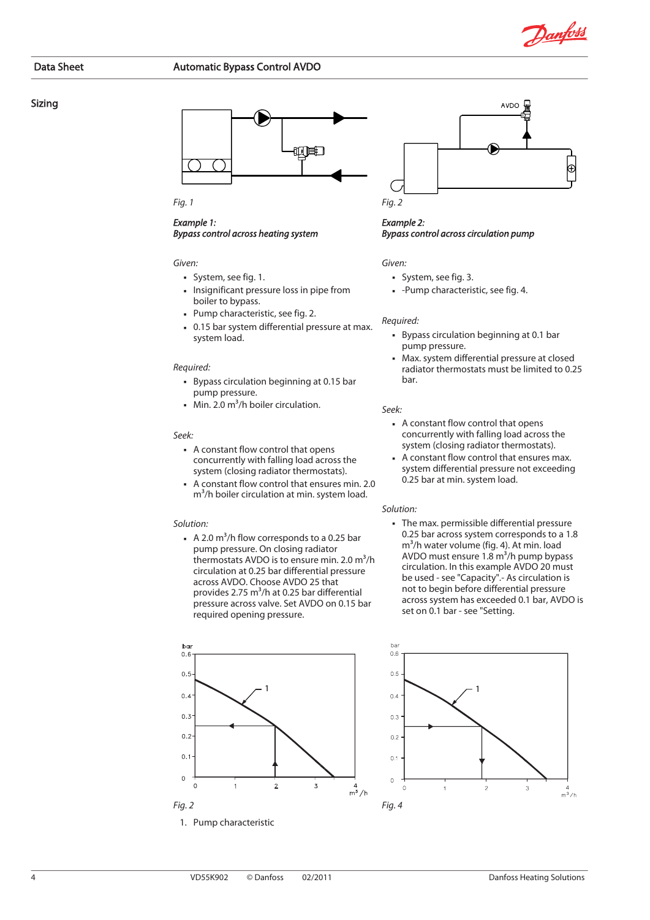## Sizing

Fig. 1

*Example 1:*
***Bypass control across heating system***

*Given:*

- System, see fig. 1.
- Insignificant pressure loss in pipe from boiler to bypass.
- Pump characteristic, see fig. 2.
- 0.15 bar system differential pressure at max. system load.

*Required:*

- Bypass circulation beginning at 0.15 bar pump pressure.
- Min. 2.0 $m^3$/h boiler circulation.

*Seek:*

- A constant flow control that opens concurrently with falling load across the system (closing radiator thermostats).
- A constant flow control that ensures min. 2.0 $m^3$/h boiler circulation at min. system load.

*Solution:*

- A 2.0 $m^3$/h flow corresponds to a 0.25 bar pump pressure. On closing radiator thermostats AVDO is to ensure min. 2.0 $m^3$/h circulation at 0.25 bar differential pressure across AVDO. Choose AVDO 25 that provides 2.75 $m^3$/h at 0.25 bar differential pressure across valve. Set AVDO on 0.15 bar required opening pressure.

Fig. 2

1. Pump characteristic

Fig. 2

*Example 2:*
***Bypass control across circulation pump***

*Given:*

- System, see fig. 3.
- -Pump characteristic, see fig. 4.

*Required:*

- Bypass circulation beginning at 0.1 bar pump pressure.
- Max. system differential pressure at closed radiator thermostats must be limited to 0.25 bar.

*Seek:*

- A constant flow control that opens concurrently with falling load across the system (closing radiator thermostats).
- A constant flow control that ensures max. system differential pressure not exceeding 0.25 bar at min. system load.

*Solution:*

- The max. permissible differential pressure 0.25 bar across system corresponds to a 1.8 $m^3$/h water volume (fig. 4). At min. load AVDO must ensure 1.8 $m^3$/h pump bypass circulation. In this example AVDO 20 must be used - see "Capacity".- As circulation is not to begin before differential pressure across system has exceeded 0.1 bar, AVDO is set on 0.1 bar - see "Setting.

Fig. 4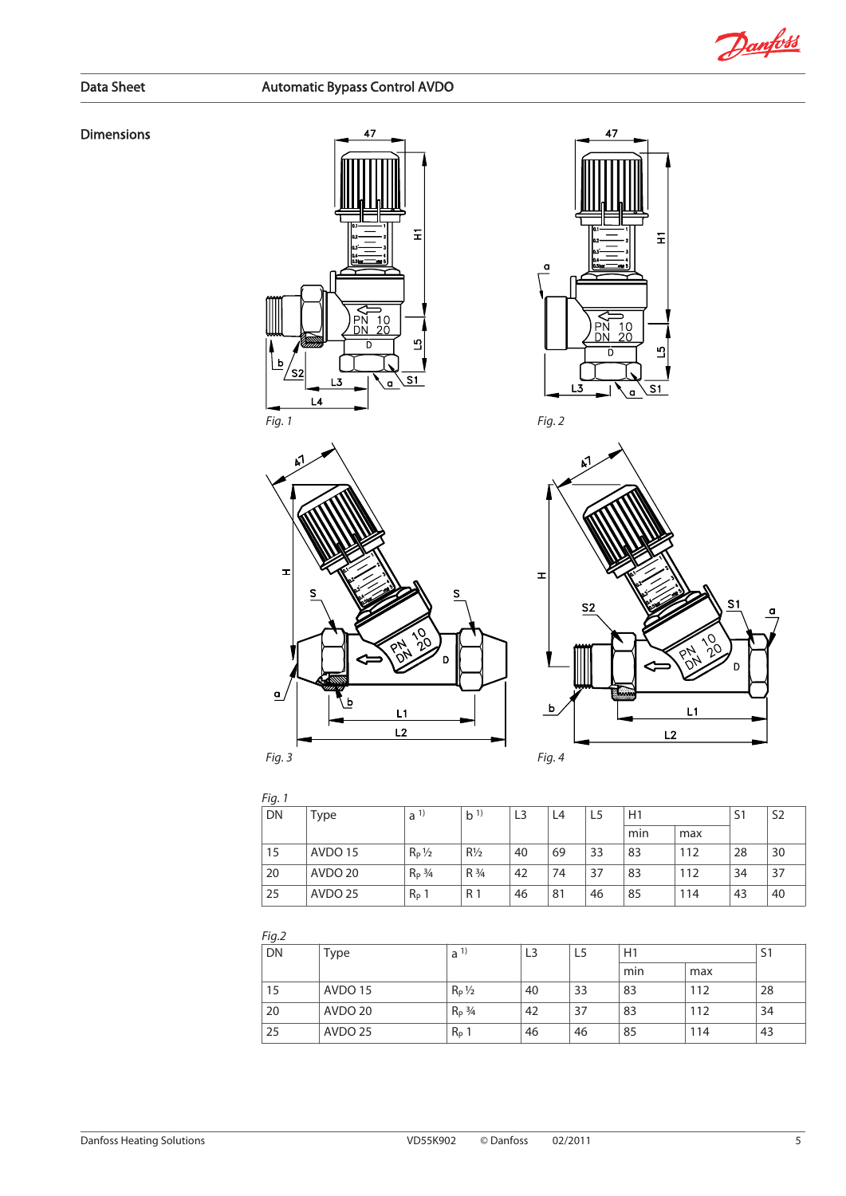## Dimensions

Fig. 1

Fig. 2

Fig. 3

Fig. 4

*Fig. 1*

| DN | Type | a [1)] | b [1)] | L3 | L4 | L5 | H1 | | S1 | S2 |
|---|---|---|---|---|---|---|---|---|---|---|
| | | | | | | | min | max | | |
| 15 | AVDO 15 | $R_p$ ½ | R½ | 40 | 69 | 33 | 83 | 112 | 28 | 30 |
| 20 | AVDO 20 | $R_p$ ¾ | R ¾ | 42 | 74 | 37 | 83 | 112 | 34 | 37 |
| 25 | AVDO 25 | $R_p$ 1 | R 1 | 46 | 81 | 46 | 85 | 114 | 43 | 40 |

*Fig.2*

| DN | Type | a [1)] | L3 | L5 | H1 | | S1 |
|---|---|---|---|---|---|---|---|
| | | | | | min | max | |
| 15 | AVDO 15 | $R_p$ ½ | 40 | 33 | 83 | 112 | 28 |
| 20 | AVDO 20 | $R_p$ ¾ | 42 | 37 | 83 | 112 | 34 |
| 25 | AVDO 25 | $R_p$ 1 | 46 | 46 | 85 | 114 | 43 |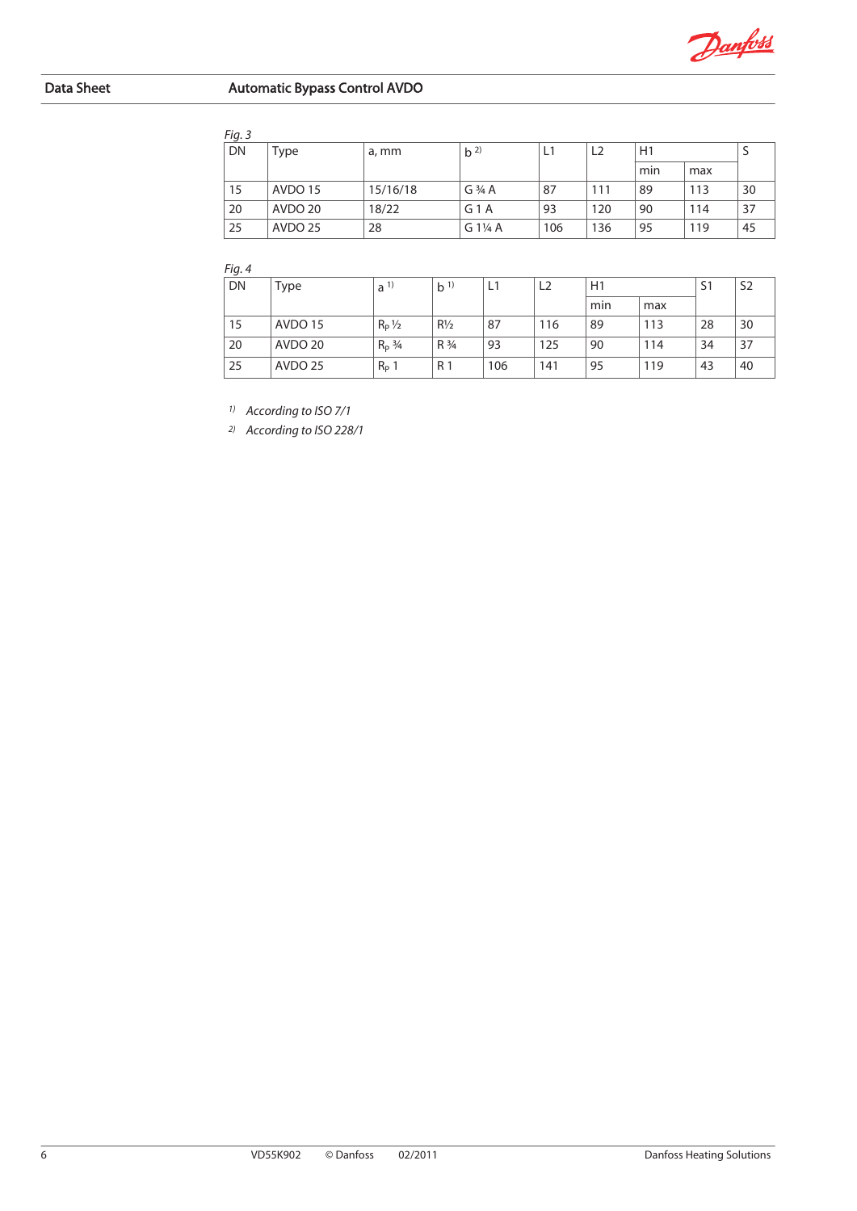*Fig. 3*

| DN | Type | a, mm | b [2] | L1 | L2 | H1 | | S |
|---|---|---|---|---|---|---|---|---|
| | | | | | | min | max | |
| 15 | AVDO 15 | 15/16/18 | G ¾ A | 87 | 111 | 89 | 113 | 30 |
| 20 | AVDO 20 | 18/22 | G 1 A | 93 | 120 | 90 | 114 | 37 |
| 25 | AVDO 25 | 28 | G 1¼ A | 106 | 136 | 95 | 119 | 45 |

*Fig. 4*

| DN | Type | a [1] | b [1] | L1 | L2 | H1 | | S1 | S2 |
|---|---|---|---|---|---|---|---|---|---|
| | | | | | | min | max | | |
| 15 | AVDO 15 | $R_p$ ½ | R½ | 87 | 116 | 89 | 113 | 28 | 30 |
| 20 | AVDO 20 | $R_p$ ¾ | R ¾ | 93 | 125 | 90 | 114 | 34 | 37 |
| 25 | AVDO 25 | $R_p$ 1 | R 1 | 106 | 141 | 95 | 119 | 43 | 40 |

[1] *According to ISO 7/1*

[2] *According to ISO 228/1*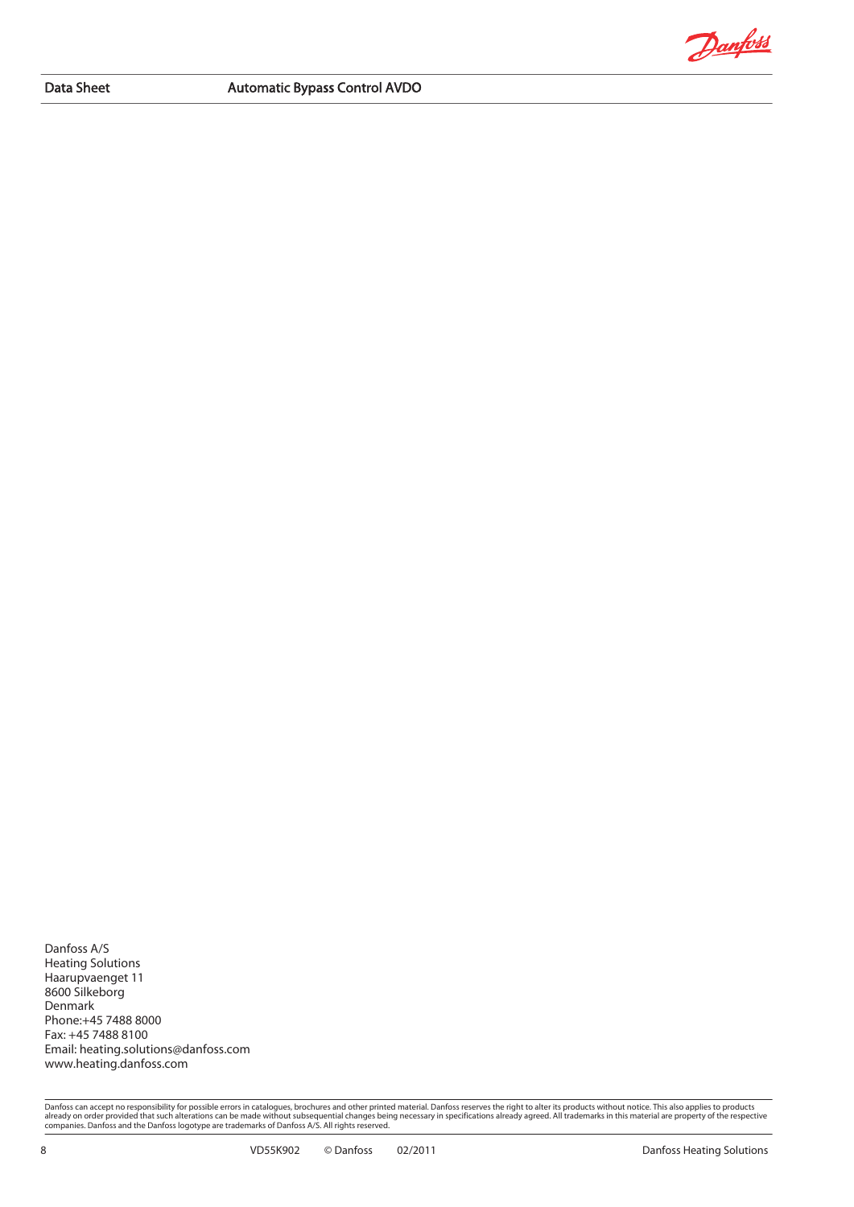Danfoss A/S
Heating Solutions
Haarupvaenget 11
8600 Silkeborg
Denmark
Phone:+45 7488 8000
Fax: +45 7488 8100
Email: heating.solutions@danfoss.com
www.heating.danfoss.com

Danfoss can accept no responsibility for possible errors in catalogues, brochures and other printed material. Danfoss reserves the right to alter its products without notice. This also applies to products already on order provided that such alterations can be made without subsequential changes being necessary in specifications already agreed. All trademarks in this material are property of the respective companies. Danfoss and the Danfoss logotype are trademarks of Danfoss A/S. All rights reserved.